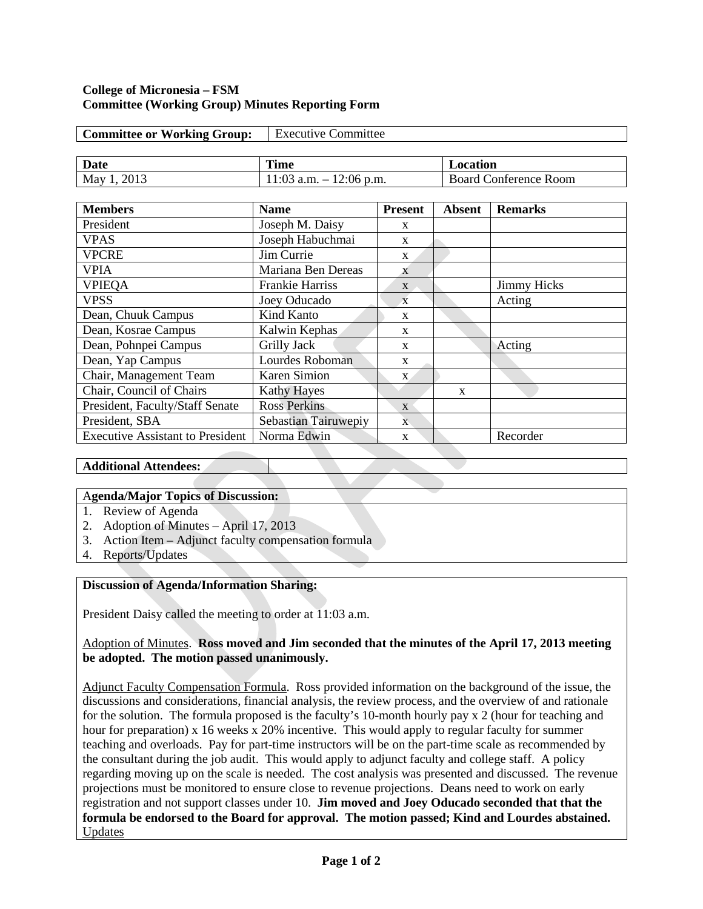**College of Micronesia – FSM**
**Committee (Working Group) Minutes Reporting Form**

| **Committee or Working Group:** | Executive Committee |
|---|---|

| **Date** | **Time** | **Location** |
|---|---|---|
| May 1, 2013 | 11:03 a.m. – 12:06 p.m. | Board Conference Room |

| **Members** | **Name** | **Present** | **Absent** | **Remarks** |
|---|---|---|---|---|
| President | Joseph M. Daisy | x | | |
| VPAS | Joseph Habuchmai | x | | |
| VPCRE | Jim Currie | x | | |
| VPIA | Mariana Ben Dereas | x | | |
| VPIEQA | Frankie Harriss | x | | Jimmy Hicks |
| VPSS | Joey Oducado | x | | Acting |
| Dean, Chuuk Campus | Kind Kanto | x | | |
| Dean, Kosrae Campus | Kalwin Kephas | x | | |
| Dean, Pohnpei Campus | Grilly Jack | x | | Acting |
| Dean, Yap Campus | Lourdes Roboman | x | | |
| Chair, Management Team | Karen Simion | x | | |
| Chair, Council of Chairs | Kathy Hayes | | x | |
| President, Faculty/Staff Senate | Ross Perkins | x | | |
| President, SBA | Sebastian Tairuwepiy | x | | |
| Executive Assistant to President | Norma Edwin | x | | Recorder |

| **Additional Attendees:** | |
|---|---|

**Agenda/Major Topics of Discussion:**

1. Review of Agenda
2. Adoption of Minutes – April 17, 2013
3. Action Item – Adjunct faculty compensation formula
4. Reports/Updates

**Discussion of Agenda/Information Sharing:**

President Daisy called the meeting to order at 11:03 a.m.

Adoption of Minutes. **Ross moved and Jim seconded that the minutes of the April 17, 2013 meeting be adopted. The motion passed unanimously.**

Adjunct Faculty Compensation Formula. Ross provided information on the background of the issue, the discussions and considerations, financial analysis, the review process, and the overview of and rationale for the solution. The formula proposed is the faculty's 10-month hourly pay x 2 (hour for teaching and hour for preparation) x 16 weeks x 20% incentive. This would apply to regular faculty for summer teaching and overloads. Pay for part-time instructors will be on the part-time scale as recommended by the consultant during the job audit. This would apply to adjunct faculty and college staff. A policy regarding moving up on the scale is needed. The cost analysis was presented and discussed. The revenue projections must be monitored to ensure close to revenue projections. Deans need to work on early registration and not support classes under 10. **Jim moved and Joey Oducado seconded that that the formula be endorsed to the Board for approval. The motion passed; Kind and Lourdes abstained.**

Updates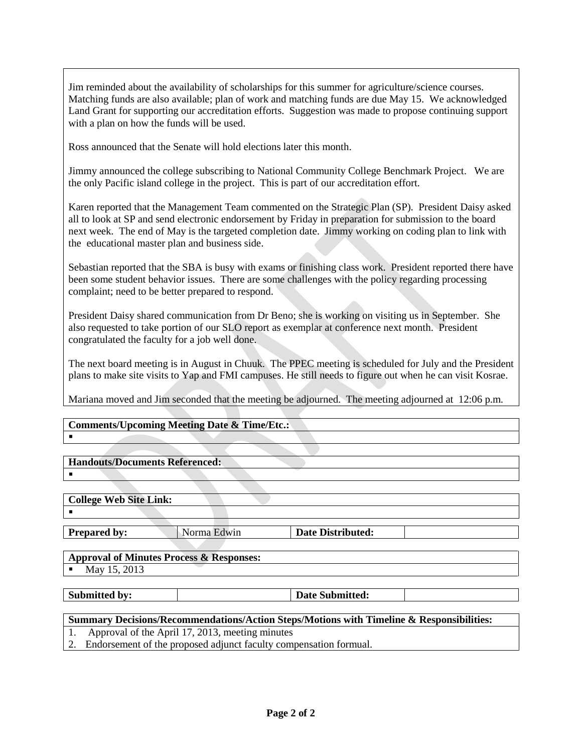Jim reminded about the availability of scholarships for this summer for agriculture/science courses. Matching funds are also available; plan of work and matching funds are due May 15. We acknowledged Land Grant for supporting our accreditation efforts. Suggestion was made to propose continuing support with a plan on how the funds will be used.

Ross announced that the Senate will hold elections later this month.

Jimmy announced the college subscribing to National Community College Benchmark Project. We are the only Pacific island college in the project. This is part of our accreditation effort.

Karen reported that the Management Team commented on the Strategic Plan (SP). President Daisy asked all to look at SP and send electronic endorsement by Friday in preparation for submission to the board next week. The end of May is the targeted completion date. Jimmy working on coding plan to link with the educational master plan and business side.

Sebastian reported that the SBA is busy with exams or finishing class work. President reported there have been some student behavior issues. There are some challenges with the policy regarding processing complaint; need to be better prepared to respond.

President Daisy shared communication from Dr Beno; she is working on visiting us in September. She also requested to take portion of our SLO report as exemplar at conference next month. President congratulated the faculty for a job well done.

The next board meeting is in August in Chuuk. The PPEC meeting is scheduled for July and the President plans to make site visits to Yap and FMI campuses. He still needs to figure out when he can visit Kosrae.

Mariana moved and Jim seconded that the meeting be adjourned. The meeting adjourned at 12:06 p.m.

**Comments/Upcoming Meeting Date & Time/Etc.:**

- 

**Handouts/Documents Referenced:**

- 

**College Web Site Link:**

- 

| **Prepared by:** | Norma Edwin | **Date Distributed:** | |
|---|---|---|---|

**Approval of Minutes Process & Responses:**

- May 15, 2013

| **Submitted by:** | | **Date Submitted:** | |
|---|---|---|---|

**Summary Decisions/Recommendations/Action Steps/Motions with Timeline & Responsibilities:**

1. Approval of the April 17, 2013, meeting minutes
2. Endorsement of the proposed adjunct faculty compensation formual.